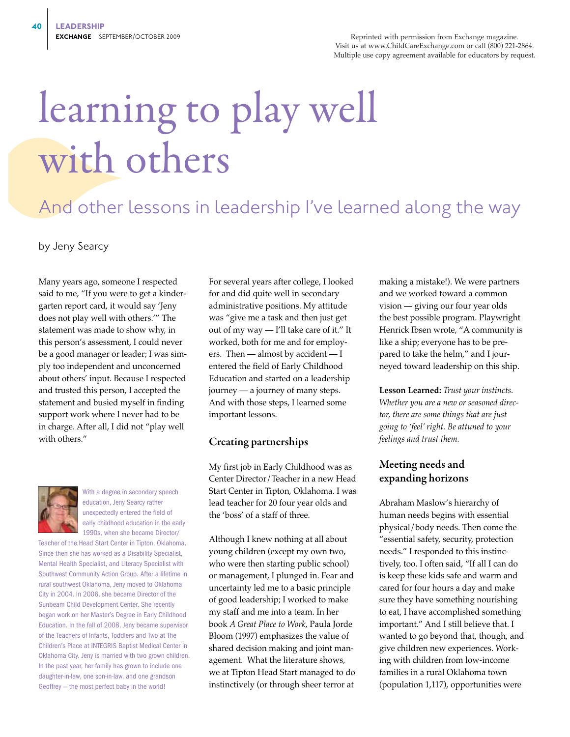Reprinted with permission from Exchange magazine.
Visit us at www.ChildCareExchange.com or call (800) 221-2864.
Multiple use copy agreement available for educators by request.

# learning to play well with others

## And other lessons in leadership I've learned along the way

by Jeny Searcy

Many years ago, someone I respected said to me, "If you were to get a kindergarten report card, it would say 'Jeny does not play well with others.'" The statement was made to show why, in this person's assessment, I could never be a good manager or leader; I was simply too independent and unconcerned about others' input. Because I respected and trusted this person, I accepted the statement and busied myself in finding support work where I never had to be in charge. After all, I did not "play well with others."

With a degree in secondary speech education, Jeny Searcy rather unexpectedly entered the field of early childhood education in the early 1990s, when she became Director/Teacher of the Head Start Center in Tipton, Oklahoma. Since then she has worked as a Disability Specialist, Mental Health Specialist, and Literacy Specialist with Southwest Community Action Group. After a lifetime in rural southwest Oklahoma, Jeny moved to Oklahoma City in 2004. In 2006, she became Director of the Sunbeam Child Development Center. She recently began work on her Master's Degree in Early Childhood Education. In the fall of 2008, Jeny became supervisor of the Teachers of Infants, Toddlers and Two at The Children's Place at INTEGRIS Baptist Medical Center in Oklahoma City. Jeny is married with two grown children. In the past year, her family has grown to include one daughter-in-law, one son-in-law, and one grandson Geoffrey — the most perfect baby in the world!

For several years after college, I looked for and did quite well in secondary administrative positions. My attitude was "give me a task and then just get out of my way — I'll take care of it." It worked, both for me and for employers. Then — almost by accident — I entered the field of Early Childhood Education and started on a leadership journey — a journey of many steps. And with those steps, I learned some important lessons.

### Creating partnerships

My first job in Early Childhood was as Center Director/Teacher in a new Head Start Center in Tipton, Oklahoma. I was lead teacher for 20 four year olds and the 'boss' of a staff of three.

Although I knew nothing at all about young children (except my own two, who were then starting public school) or management, I plunged in. Fear and uncertainty led me to a basic principle of good leadership; I worked to make my staff and me into a team. In her book *A Great Place to Work*, Paula Jorde Bloom (1997) emphasizes the value of shared decision making and joint management. What the literature shows, we at Tipton Head Start managed to do instinctively (or through sheer terror at making a mistake!). We were partners and we worked toward a common vision — giving our four year olds the best possible program. Playwright Henrick Ibsen wrote, "A community is like a ship; everyone has to be prepared to take the helm," and I journeyed toward leadership on this ship.

**Lesson Learned:** *Trust your instincts. Whether you are a new or seasoned director, there are some things that are just going to 'feel' right. Be attuned to your feelings and trust them.*

### Meeting needs and expanding horizons

Abraham Maslow's hierarchy of human needs begins with essential physical/body needs. Then come the "essential safety, security, protection needs." I responded to this instinctively, too. I often said, "If all I can do is keep these kids safe and warm and cared for four hours a day and make sure they have something nourishing to eat, I have accomplished something important." And I still believe that. I wanted to go beyond that, though, and give children new experiences. Working with children from low-income families in a rural Oklahoma town (population 1,117), opportunities were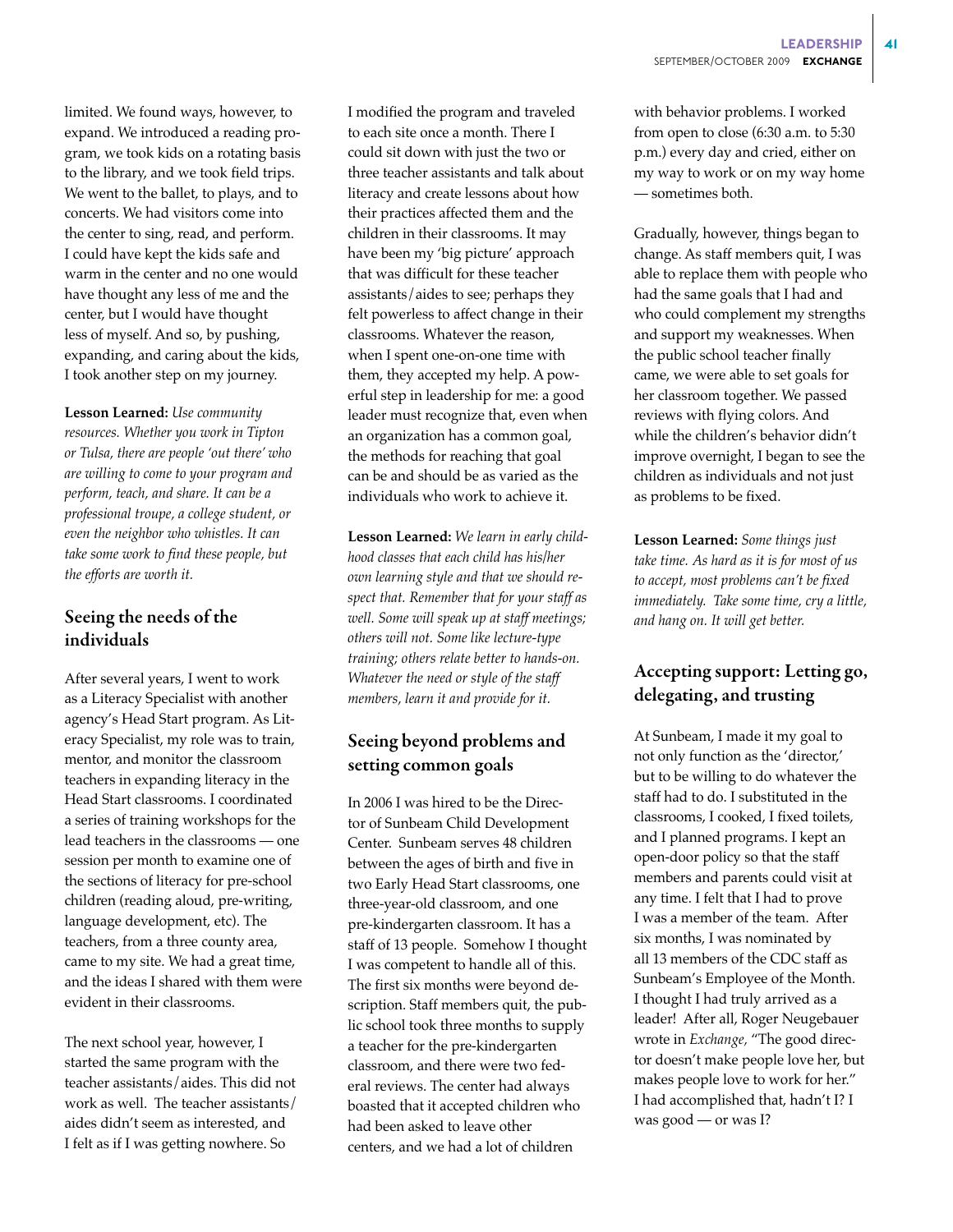limited. We found ways, however, to expand. We introduced a reading program, we took kids on a rotating basis to the library, and we took field trips. We went to the ballet, to plays, and to concerts. We had visitors come into the center to sing, read, and perform. I could have kept the kids safe and warm in the center and no one would have thought any less of me and the center, but I would have thought less of myself. And so, by pushing, expanding, and caring about the kids, I took another step on my journey.

**Lesson Learned:** *Use community resources. Whether you work in Tipton or Tulsa, there are people 'out there' who are willing to come to your program and perform, teach, and share. It can be a professional troupe, a college student, or even the neighbor who whistles. It can take some work to find these people, but the efforts are worth it.*

## Seeing the needs of the individuals

After several years, I went to work as a Literacy Specialist with another agency's Head Start program. As Literacy Specialist, my role was to train, mentor, and monitor the classroom teachers in expanding literacy in the Head Start classrooms. I coordinated a series of training workshops for the lead teachers in the classrooms — one session per month to examine one of the sections of literacy for pre-school children (reading aloud, pre-writing, language development, etc). The teachers, from a three county area, came to my site. We had a great time, and the ideas I shared with them were evident in their classrooms.

The next school year, however, I started the same program with the teacher assistants/aides. This did not work as well. The teacher assistants/aides didn't seem as interested, and I felt as if I was getting nowhere. So I modified the program and traveled to each site once a month. There I could sit down with just the two or three teacher assistants and talk about literacy and create lessons about how their practices affected them and the children in their classrooms. It may have been my 'big picture' approach that was difficult for these teacher assistants/aides to see; perhaps they felt powerless to affect change in their classrooms. Whatever the reason, when I spent one-on-one time with them, they accepted my help. A powerful step in leadership for me: a good leader must recognize that, even when an organization has a common goal, the methods for reaching that goal can be and should be as varied as the individuals who work to achieve it.

**Lesson Learned:** *We learn in early childhood classes that each child has his/her own learning style and that we should respect that. Remember that for your staff as well. Some will speak up at staff meetings; others will not. Some like lecture-type training; others relate better to hands-on. Whatever the need or style of the staff members, learn it and provide for it.*

## Seeing beyond problems and setting common goals

In 2006 I was hired to be the Director of Sunbeam Child Development Center. Sunbeam serves 48 children between the ages of birth and five in two Early Head Start classrooms, one three-year-old classroom, and one pre-kindergarten classroom. It has a staff of 13 people. Somehow I thought I was competent to handle all of this. The first six months were beyond description. Staff members quit, the public school took three months to supply a teacher for the pre-kindergarten classroom, and there were two federal reviews. The center had always boasted that it accepted children who had been asked to leave other centers, and we had a lot of children with behavior problems. I worked from open to close (6:30 a.m. to 5:30 p.m.) every day and cried, either on my way to work or on my way home — sometimes both.

Gradually, however, things began to change. As staff members quit, I was able to replace them with people who had the same goals that I had and who could complement my strengths and support my weaknesses. When the public school teacher finally came, we were able to set goals for her classroom together. We passed reviews with flying colors. And while the children's behavior didn't improve overnight, I began to see the children as individuals and not just as problems to be fixed.

**Lesson Learned:** *Some things just take time. As hard as it is for most of us to accept, most problems can't be fixed immediately. Take some time, cry a little, and hang on. It will get better.*

## Accepting support: Letting go, delegating, and trusting

At Sunbeam, I made it my goal to not only function as the 'director,' but to be willing to do whatever the staff had to do. I substituted in the classrooms, I cooked, I fixed toilets, and I planned programs. I kept an open-door policy so that the staff members and parents could visit at any time. I felt that I had to prove I was a member of the team. After six months, I was nominated by all 13 members of the CDC staff as Sunbeam's Employee of the Month. I thought I had truly arrived as a leader! After all, Roger Neugebauer wrote in *Exchange*, "The good director doesn't make people love her, but makes people love to work for her." I had accomplished that, hadn't I? I was good — or was I?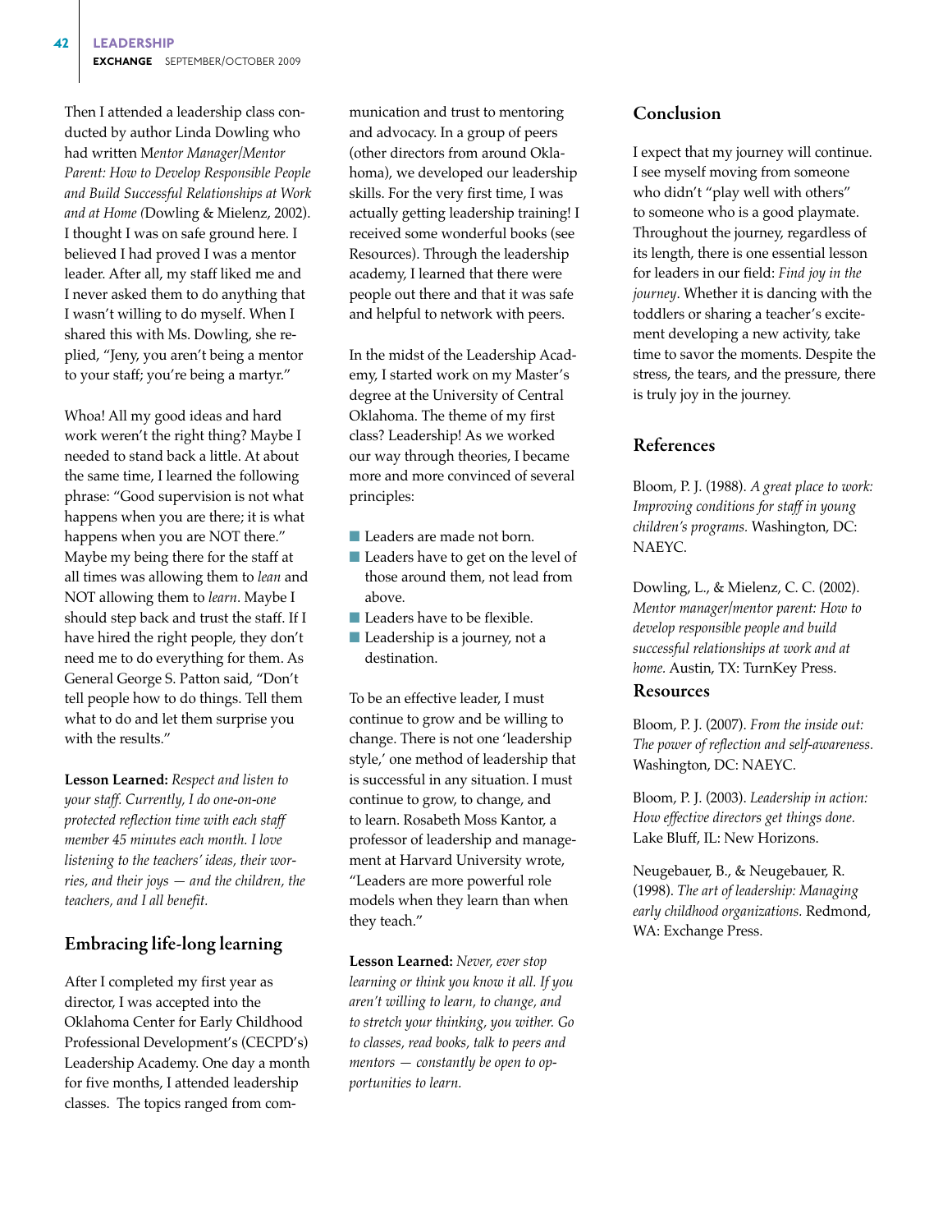Then I attended a leadership class conducted by author Linda Dowling who had written M*entor Manager/Mentor Parent: How to Develop Responsible People and Build Successful Relationships at Work and at Home (*Dowling & Mielenz, 2002). I thought I was on safe ground here. I believed I had proved I was a mentor leader. After all, my staff liked me and I never asked them to do anything that I wasn't willing to do myself. When I shared this with Ms. Dowling, she replied, "Jeny, you aren't being a mentor to your staff; you're being a martyr."

Whoa! All my good ideas and hard work weren't the right thing? Maybe I needed to stand back a little. At about the same time, I learned the following phrase: "Good supervision is not what happens when you are there; it is what happens when you are NOT there." Maybe my being there for the staff at all times was allowing them to *lean* and NOT allowing them to *learn*. Maybe I should step back and trust the staff. If I have hired the right people, they don't need me to do everything for them. As General George S. Patton said, "Don't tell people how to do things. Tell them what to do and let them surprise you with the results."

**Lesson Learned:** *Respect and listen to your staff. Currently, I do one-on-one protected reflection time with each staff member 45 minutes each month. I love listening to the teachers' ideas, their worries, and their joys — and the children, the teachers, and I all benefit.*

## Embracing life-long learning

After I completed my first year as director, I was accepted into the Oklahoma Center for Early Childhood Professional Development's (CECPD's) Leadership Academy. One day a month for five months, I attended leadership classes. The topics ranged from communication and trust to mentoring and advocacy. In a group of peers (other directors from around Oklahoma), we developed our leadership skills. For the very first time, I was actually getting leadership training! I received some wonderful books (see Resources). Through the leadership academy, I learned that there were people out there and that it was safe and helpful to network with peers.

In the midst of the Leadership Academy, I started work on my Master's degree at the University of Central Oklahoma. The theme of my first class? Leadership! As we worked our way through theories, I became more and more convinced of several principles:

- Leaders are made not born.
- Leaders have to get on the level of those around them, not lead from above.
- Leaders have to be flexible.
- Leadership is a journey, not a destination.

To be an effective leader, I must continue to grow and be willing to change. There is not one 'leadership style,' one method of leadership that is successful in any situation. I must continue to grow, to change, and to learn. Rosabeth Moss Kantor, a professor of leadership and management at Harvard University wrote, "Leaders are more powerful role models when they learn than when they teach."

**Lesson Learned:** *Never, ever stop learning or think you know it all. If you aren't willing to learn, to change, and to stretch your thinking, you wither. Go to classes, read books, talk to peers and mentors — constantly be open to opportunities to learn.*

## Conclusion

I expect that my journey will continue. I see myself moving from someone who didn't "play well with others" to someone who is a good playmate. Throughout the journey, regardless of its length, there is one essential lesson for leaders in our field: *Find joy in the journey*. Whether it is dancing with the toddlers or sharing a teacher's excitement developing a new activity, take time to savor the moments. Despite the stress, the tears, and the pressure, there is truly joy in the journey.

## References

Bloom, P. J. (1988). *A great place to work: Improving conditions for staff in young children's programs.* Washington, DC: NAEYC.

Dowling, L., & Mielenz, C. C. (2002). *Mentor manager/mentor parent: How to develop responsible people and build successful relationships at work and at home.* Austin, TX: TurnKey Press.

## Resources

Bloom, P. J. (2007). *From the inside out: The power of reflection and self-awareness.* Washington, DC: NAEYC.

Bloom, P. J. (2003). *Leadership in action: How effective directors get things done.* Lake Bluff, IL: New Horizons.

Neugebauer, B., & Neugebauer, R. (1998). *The art of leadership: Managing early childhood organizations.* Redmond, WA: Exchange Press.